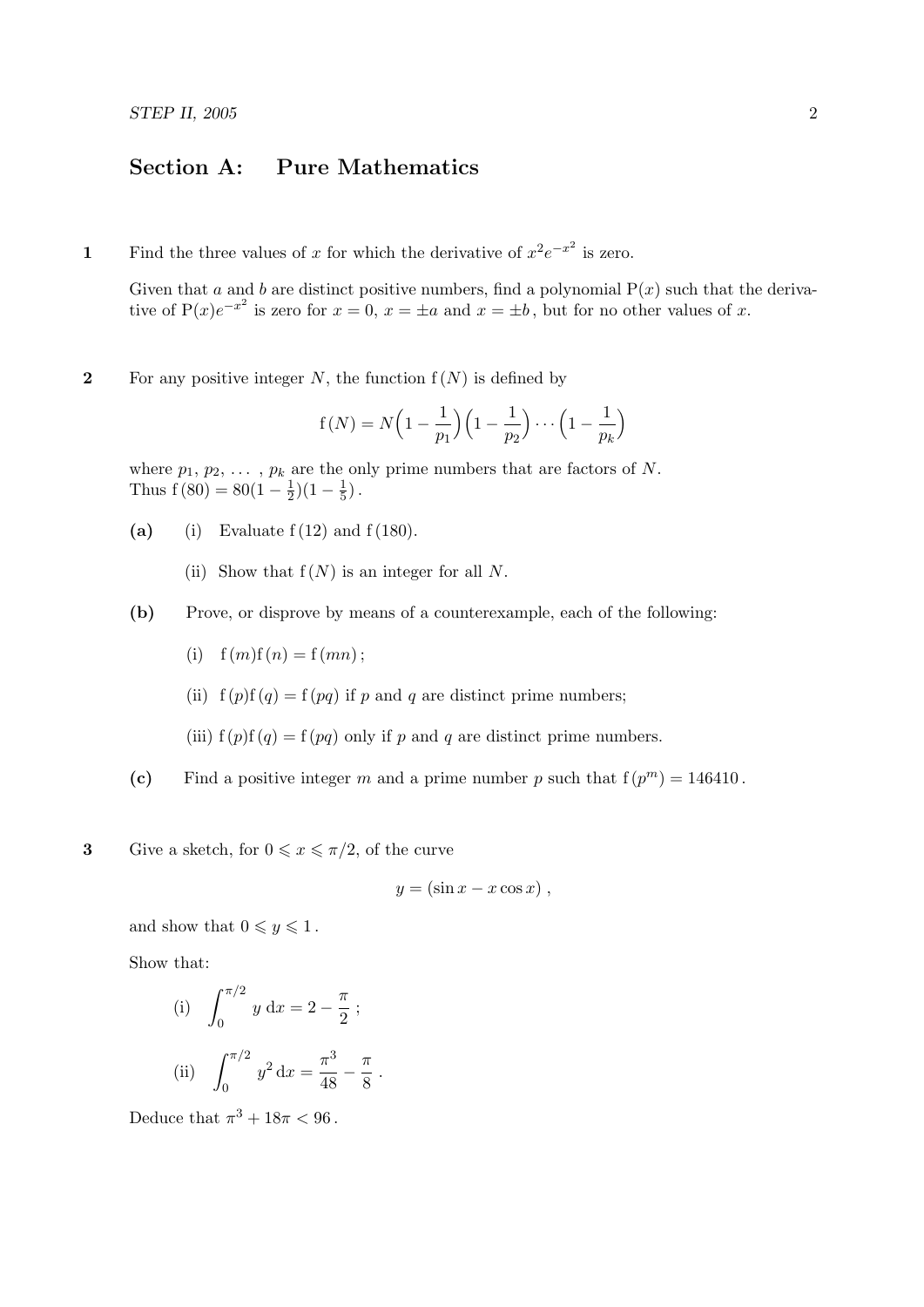## Section A: Pure Mathematics

**1** Find the three values of $x$ for which the derivative of $x^2e^{-x^2}$ is zero.

Given that $a$ and $b$ are distinct positive numbers, find a polynomial $\mathrm{P}(x)$ such that the derivative of $\mathrm{P}(x)e^{-x^2}$ is zero for $x = 0$, $x = \pm a$ and $x = \pm b$, but for no other values of $x$.

**2** For any positive integer $N$, the function $\mathrm{f}(N)$ is defined by

$$\mathrm{f}(N) = N\Big(1 - \frac{1}{p_1}\Big)\Big(1 - \frac{1}{p_2}\Big)\cdots\Big(1 - \frac{1}{p_k}\Big)$$

where $p_1, p_2, \ldots, p_k$ are the only prime numbers that are factors of $N$.
Thus $\mathrm{f}(80) = 80(1 - \frac{1}{2})(1 - \frac{1}{5})$.

**(a)** (i) Evaluate $\mathrm{f}(12)$ and $\mathrm{f}(180)$.

(ii) Show that $\mathrm{f}(N)$ is an integer for all $N$.

**(b)** Prove, or disprove by means of a counterexample, each of the following:

(i) $\mathrm{f}(m)\mathrm{f}(n) = \mathrm{f}(mn)$;

(ii) $\mathrm{f}(p)\mathrm{f}(q) = \mathrm{f}(pq)$ if $p$ and $q$ are distinct prime numbers;

(iii) $\mathrm{f}(p)\mathrm{f}(q) = \mathrm{f}(pq)$ only if $p$ and $q$ are distinct prime numbers.

**(c)** Find a positive integer $m$ and a prime number $p$ such that $\mathrm{f}(p^m) = 146410$.

**3** Give a sketch, for $0 \leqslant x \leqslant \pi/2$, of the curve

$$y = (\sin x - x\cos x),$$

and show that $0 \leqslant y \leqslant 1$.

Show that:

(i) $\displaystyle\int_0^{\pi/2} y \,\mathrm{d}x = 2 - \frac{\pi}{2}$;

(ii) $\displaystyle\int_0^{\pi/2} y^2 \,\mathrm{d}x = \frac{\pi^3}{48} - \frac{\pi}{8}$.

Deduce that $\pi^3 + 18\pi < 96$.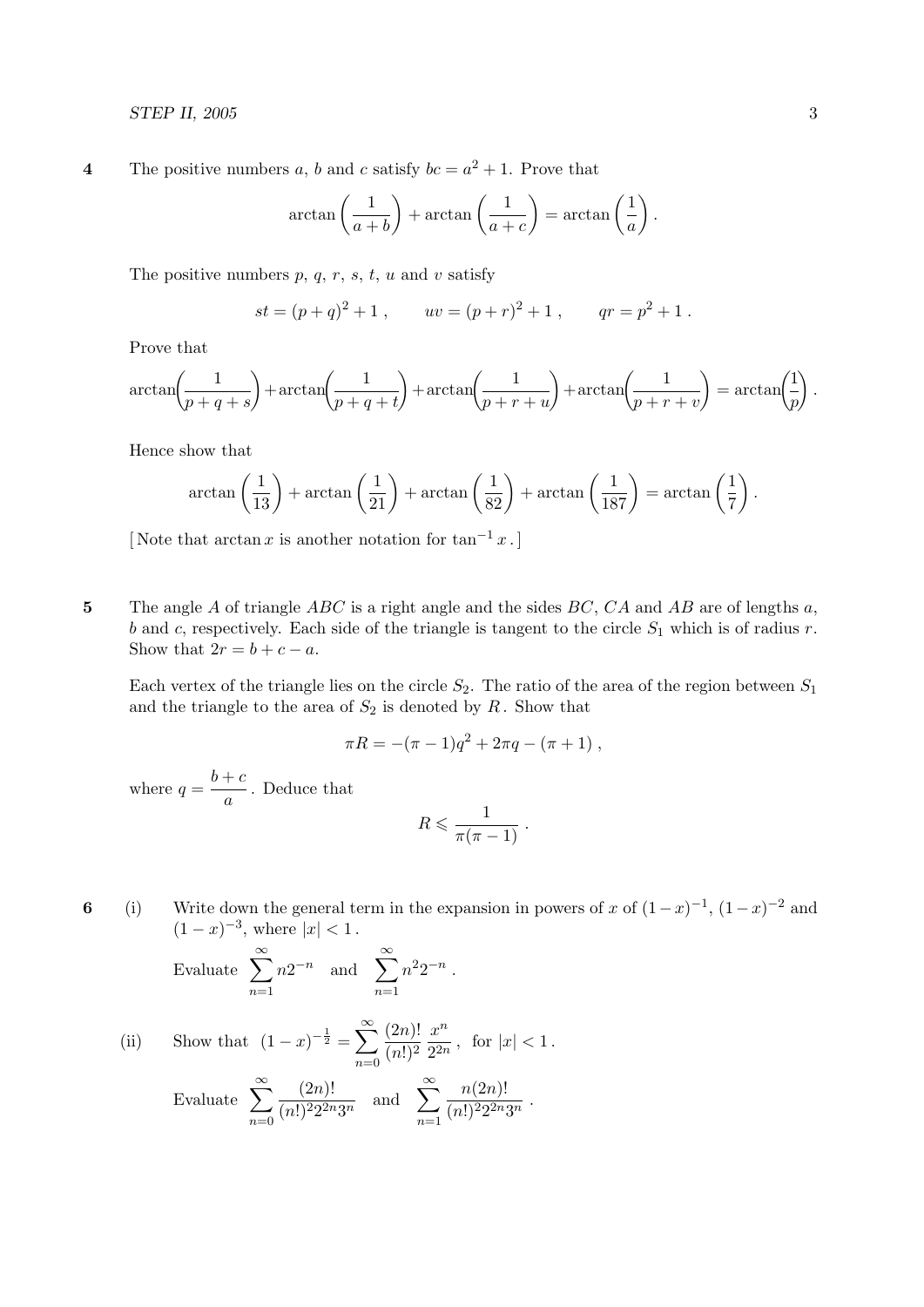**4** The positive numbers $a$, $b$ and $c$ satisfy $bc = a^2 + 1$. Prove that

$$\arctan\left(\frac{1}{a+b}\right) + \arctan\left(\frac{1}{a+c}\right) = \arctan\left(\frac{1}{a}\right).$$

The positive numbers $p$, $q$, $r$, $s$, $t$, $u$ and $v$ satisfy

$$st = (p+q)^2 + 1\,, \qquad uv = (p+r)^2 + 1\,, \qquad qr = p^2 + 1\,.$$

Prove that

$$\arctan\left(\frac{1}{p+q+s}\right) + \arctan\left(\frac{1}{p+q+t}\right) + \arctan\left(\frac{1}{p+r+u}\right) + \arctan\left(\frac{1}{p+r+v}\right) = \arctan\left(\frac{1}{p}\right).$$

Hence show that

$$\arctan\left(\frac{1}{13}\right) + \arctan\left(\frac{1}{21}\right) + \arctan\left(\frac{1}{82}\right) + \arctan\left(\frac{1}{187}\right) = \arctan\left(\frac{1}{7}\right).$$

[Note that $\arctan x$ is another notation for $\tan^{-1} x$.]

**5** The angle $A$ of triangle $ABC$ is a right angle and the sides $BC$, $CA$ and $AB$ are of lengths $a$, $b$ and $c$, respectively. Each side of the triangle is tangent to the circle $S_1$ which is of radius $r$. Show that $2r = b + c - a$.

Each vertex of the triangle lies on the circle $S_2$. The ratio of the area of the region between $S_1$ and the triangle to the area of $S_2$ is denoted by $R$. Show that

$$\pi R = -(\pi - 1)q^2 + 2\pi q - (\pi + 1)\,,$$

where $q = \dfrac{b+c}{a}$. Deduce that

$$R \leqslant \frac{1}{\pi(\pi - 1)}\,.$$

**6** (i) Write down the general term in the expansion in powers of $x$ of $(1-x)^{-1}$, $(1-x)^{-2}$ and $(1-x)^{-3}$, where $|x| < 1$.

Evaluate $\displaystyle\sum_{n=1}^{\infty} n2^{-n}$ and $\displaystyle\sum_{n=1}^{\infty} n^2 2^{-n}$.

(ii) Show that $(1-x)^{-\frac{1}{2}} = \displaystyle\sum_{n=0}^{\infty} \frac{(2n)!}{(n!)^2} \frac{x^n}{2^{2n}}$, for $|x| < 1$.

Evaluate $\displaystyle\sum_{n=0}^{\infty} \frac{(2n)!}{(n!)^2 2^{2n} 3^n}$ and $\displaystyle\sum_{n=1}^{\infty} \frac{n(2n)!}{(n!)^2 2^{2n} 3^n}$.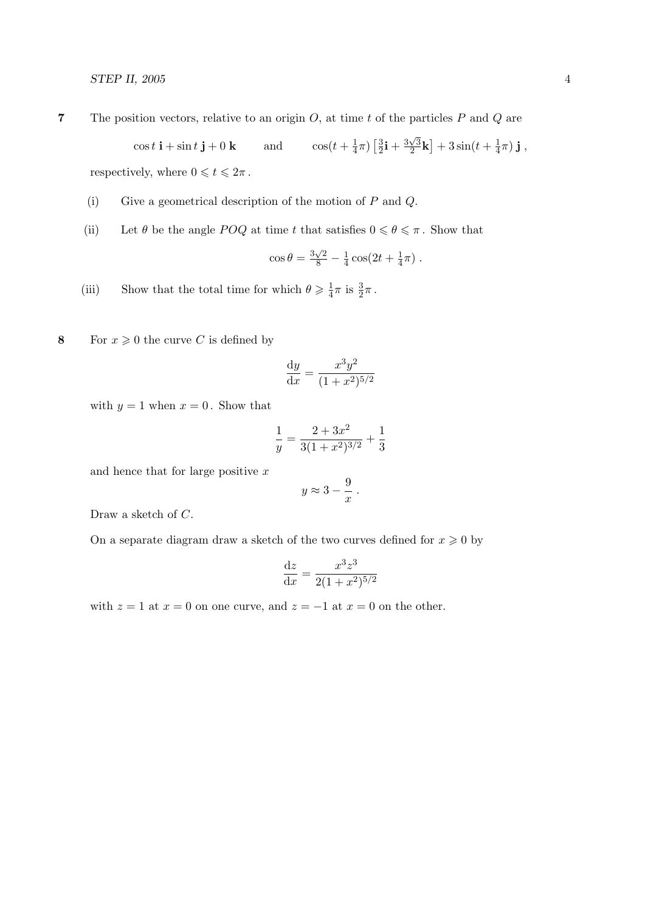**7** The position vectors, relative to an origin $O$, at time $t$ of the particles $P$ and $Q$ are

$$\cos t\ \mathbf{i} + \sin t\ \mathbf{j} + 0\ \mathbf{k} \qquad \text{and} \qquad \cos(t + \tfrac{1}{4}\pi)\left[\tfrac{3}{2}\mathbf{i} + \tfrac{3\sqrt{3}}{2}\mathbf{k}\right] + 3\sin(t + \tfrac{1}{4}\pi)\ \mathbf{j}\ ,$$

respectively, where $0 \leqslant t \leqslant 2\pi$.

(i) Give a geometrical description of the motion of $P$ and $Q$.

(ii) Let $\theta$ be the angle $POQ$ at time $t$ that satisfies $0 \leqslant \theta \leqslant \pi$. Show that

$$\cos\theta = \tfrac{3\sqrt{2}}{8} - \tfrac{1}{4}\cos(2t + \tfrac{1}{4}\pi)\ .$$

(iii) Show that the total time for which $\theta \geqslant \frac{1}{4}\pi$ is $\frac{3}{2}\pi$.

**8** For $x \geqslant 0$ the curve $C$ is defined by

$$\frac{\mathrm{d}y}{\mathrm{d}x} = \frac{x^3 y^2}{(1+x^2)^{5/2}}$$

with $y = 1$ when $x = 0$. Show that

$$\frac{1}{y} = \frac{2 + 3x^2}{3(1+x^2)^{3/2}} + \frac{1}{3}$$

and hence that for large positive $x$

$$y \approx 3 - \frac{9}{x}\ .$$

Draw a sketch of $C$.

On a separate diagram draw a sketch of the two curves defined for $x \geqslant 0$ by

$$\frac{\mathrm{d}z}{\mathrm{d}x} = \frac{x^3 z^3}{2(1+x^2)^{5/2}}$$

with $z = 1$ at $x = 0$ on one curve, and $z = -1$ at $x = 0$ on the other.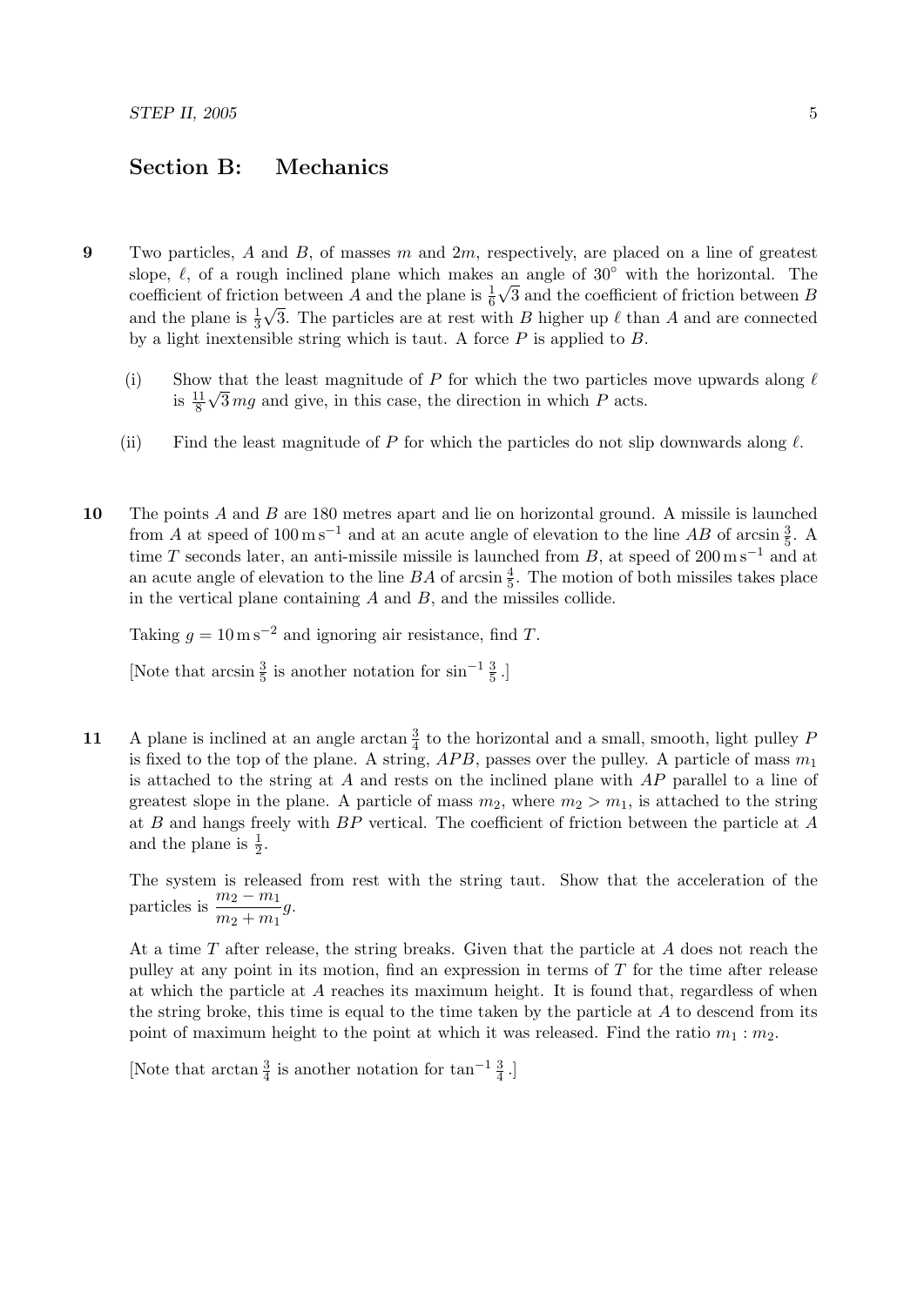## Section B: Mechanics

**9** Two particles, $A$ and $B$, of masses $m$ and $2m$, respectively, are placed on a line of greatest slope, $\ell$, of a rough inclined plane which makes an angle of $30^\circ$ with the horizontal. The coefficient of friction between $A$ and the plane is $\frac{1}{6}\sqrt{3}$ and the coefficient of friction between $B$ and the plane is $\frac{1}{3}\sqrt{3}$. The particles are at rest with $B$ higher up $\ell$ than $A$ and are connected by a light inextensible string which is taut. A force $P$ is applied to $B$.

(i) Show that the least magnitude of $P$ for which the two particles move upwards along $\ell$ is $\frac{11}{8}\sqrt{3}\,mg$ and give, in this case, the direction in which $P$ acts.

(ii) Find the least magnitude of $P$ for which the particles do not slip downwards along $\ell$.

**10** The points $A$ and $B$ are 180 metres apart and lie on horizontal ground. A missile is launched from $A$ at speed of $100\,\text{m}\,\text{s}^{-1}$ and at an acute angle of elevation to the line $AB$ of $\arcsin\frac{3}{5}$. A time $T$ seconds later, an anti-missile missile is launched from $B$, at speed of $200\,\text{m}\,\text{s}^{-1}$ and at an acute angle of elevation to the line $BA$ of $\arcsin\frac{4}{5}$. The motion of both missiles takes place in the vertical plane containing $A$ and $B$, and the missiles collide.

Taking $g = 10\,\text{m}\,\text{s}^{-2}$ and ignoring air resistance, find $T$.

[Note that $\arcsin\frac{3}{5}$ is another notation for $\sin^{-1}\frac{3}{5}$.]

**11** A plane is inclined at an angle $\arctan\frac{3}{4}$ to the horizontal and a small, smooth, light pulley $P$ is fixed to the top of the plane. A string, $APB$, passes over the pulley. A particle of mass $m_1$ is attached to the string at $A$ and rests on the inclined plane with $AP$ parallel to a line of greatest slope in the plane. A particle of mass $m_2$, where $m_2 > m_1$, is attached to the string at $B$ and hangs freely with $BP$ vertical. The coefficient of friction between the particle at $A$ and the plane is $\frac{1}{2}$.

The system is released from rest with the string taut. Show that the acceleration of the particles is $\dfrac{m_2 - m_1}{m_2 + m_1}g$.

At a time $T$ after release, the string breaks. Given that the particle at $A$ does not reach the pulley at any point in its motion, find an expression in terms of $T$ for the time after release at which the particle at $A$ reaches its maximum height. It is found that, regardless of when the string broke, this time is equal to the time taken by the particle at $A$ to descend from its point of maximum height to the point at which it was released. Find the ratio $m_1 : m_2$.

[Note that $\arctan\frac{3}{4}$ is another notation for $\tan^{-1}\frac{3}{4}$.]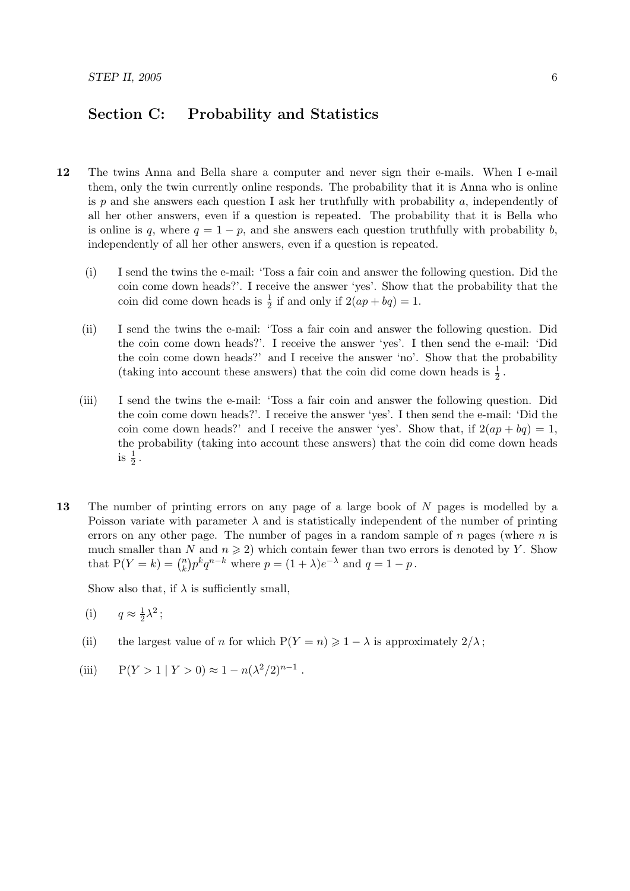## Section C: Probability and Statistics

**12** The twins Anna and Bella share a computer and never sign their e-mails. When I e-mail them, only the twin currently online responds. The probability that it is Anna who is online is $p$ and she answers each question I ask her truthfully with probability $a$, independently of all her other answers, even if a question is repeated. The probability that it is Bella who is online is $q$, where $q = 1 - p$, and she answers each question truthfully with probability $b$, independently of all her other answers, even if a question is repeated.

(i) I send the twins the e-mail: 'Toss a fair coin and answer the following question. Did the coin come down heads?'. I receive the answer 'yes'. Show that the probability that the coin did come down heads is $\frac{1}{2}$ if and only if $2(ap + bq) = 1$.

(ii) I send the twins the e-mail: 'Toss a fair coin and answer the following question. Did the coin come down heads?'. I receive the answer 'yes'. I then send the e-mail: 'Did the coin come down heads?' and I receive the answer 'no'. Show that the probability (taking into account these answers) that the coin did come down heads is $\frac{1}{2}$.

(iii) I send the twins the e-mail: 'Toss a fair coin and answer the following question. Did the coin come down heads?'. I receive the answer 'yes'. I then send the e-mail: 'Did the coin come down heads?' and I receive the answer 'yes'. Show that, if $2(ap + bq) = 1$, the probability (taking into account these answers) that the coin did come down heads is $\frac{1}{2}$.

**13** The number of printing errors on any page of a large book of $N$ pages is modelled by a Poisson variate with parameter $\lambda$ and is statistically independent of the number of printing errors on any other page. The number of pages in a random sample of $n$ pages (where $n$ is much smaller than $N$ and $n \geqslant 2$) which contain fewer than two errors is denoted by $Y$. Show that $\mathrm{P}(Y = k) = \binom{n}{k} p^k q^{n-k}$ where $p = (1 + \lambda)e^{-\lambda}$ and $q = 1 - p$.

Show also that, if $\lambda$ is sufficiently small,

(i) $q \approx \frac{1}{2}\lambda^2$;

(ii) the largest value of $n$ for which $\mathrm{P}(Y = n) \geqslant 1 - \lambda$ is approximately $2/\lambda$;

(iii) $\mathrm{P}(Y > 1 \mid Y > 0) \approx 1 - n(\lambda^2/2)^{n-1}$.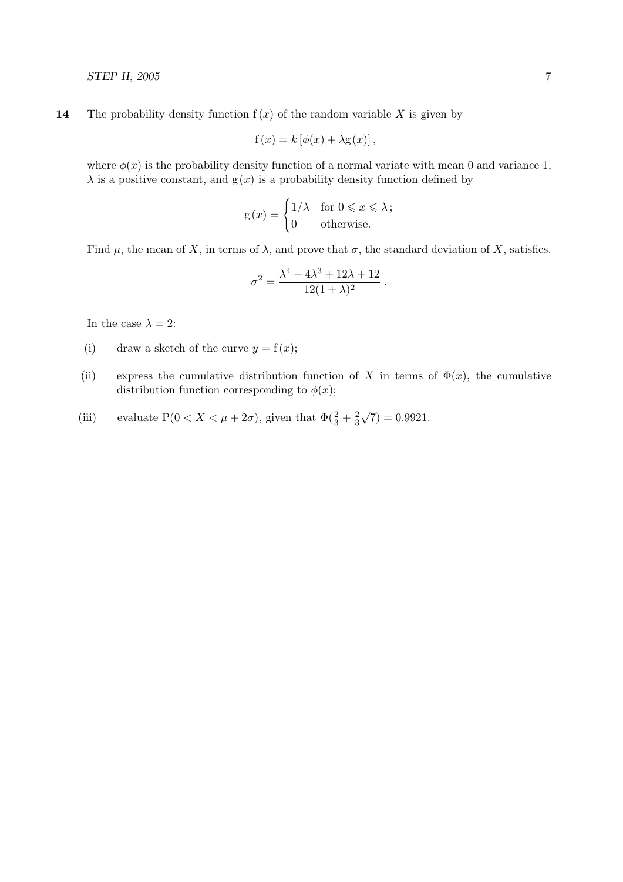**14** The probability density function $\mathrm{f}(x)$ of the random variable $X$ is given by

$$\mathrm{f}(x) = k\left[\phi(x) + \lambda \mathrm{g}(x)\right],$$

where $\phi(x)$ is the probability density function of a normal variate with mean 0 and variance 1, $\lambda$ is a positive constant, and $\mathrm{g}(x)$ is a probability density function defined by

$$\mathrm{g}(x) = \begin{cases} 1/\lambda & \text{for } 0 \leqslant x \leqslant \lambda\,; \\ 0 & \text{otherwise.} \end{cases}$$

Find $\mu$, the mean of $X$, in terms of $\lambda$, and prove that $\sigma$, the standard deviation of $X$, satisfies.

$$\sigma^2 = \frac{\lambda^4 + 4\lambda^3 + 12\lambda + 12}{12(1+\lambda)^2}\,.$$

In the case $\lambda = 2$:

(i) draw a sketch of the curve $y = \mathrm{f}(x)$;

(ii) express the cumulative distribution function of $X$ in terms of $\Phi(x)$, the cumulative distribution function corresponding to $\phi(x)$;

(iii) evaluate $\mathrm{P}(0 < X < \mu + 2\sigma)$, given that $\Phi(\frac{2}{3} + \frac{2}{3}\sqrt{7}) = 0.9921$.